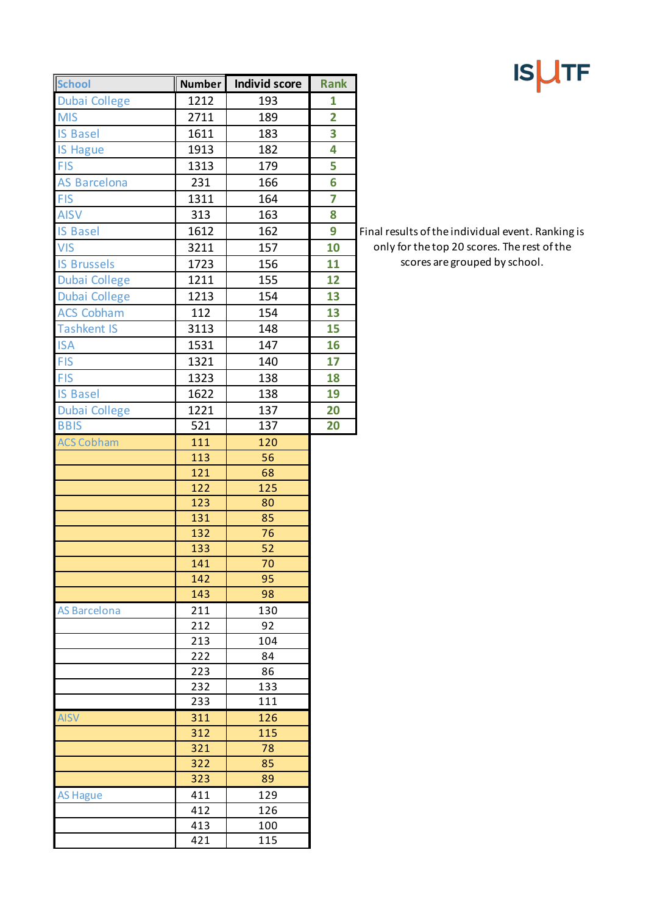ISUTF

Final results of the individual event. Ranking is only for the top 20 scores. The rest of the scores are grouped by school.

| School | Number | Individ score | Rank |
|---|---|---|---|
| Dubai College | 1212 | 193 | 1 |
| MIS | 2711 | 189 | 2 |
| IS Basel | 1611 | 183 | 3 |
| IS Hague | 1913 | 182 | 4 |
| FIS | 1313 | 179 | 5 |
| AS Barcelona | 231 | 166 | 6 |
| FIS | 1311 | 164 | 7 |
| AISV | 313 | 163 | 8 |
| IS Basel | 1612 | 162 | 9 |
| VIS | 3211 | 157 | 10 |
| IS Brussels | 1723 | 156 | 11 |
| Dubai College | 1211 | 155 | 12 |
| Dubai College | 1213 | 154 | 13 |
| ACS Cobham | 112 | 154 | 13 |
| Tashkent IS | 3113 | 148 | 15 |
| ISA | 1531 | 147 | 16 |
| FIS | 1321 | 140 | 17 |
| FIS | 1323 | 138 | 18 |
| IS Basel | 1622 | 138 | 19 |
| Dubai College | 1221 | 137 | 20 |
| BBIS | 521 | 137 | 20 |
| ACS Cobham | 111 | 120 | |
| | 113 | 56 | |
| | 121 | 68 | |
| | 122 | 125 | |
| | 123 | 80 | |
| | 131 | 85 | |
| | 132 | 76 | |
| | 133 | 52 | |
| | 141 | 70 | |
| | 142 | 95 | |
| | 143 | 98 | |
| AS Barcelona | 211 | 130 | |
| | 212 | 92 | |
| | 213 | 104 | |
| | 222 | 84 | |
| | 223 | 86 | |
| | 232 | 133 | |
| | 233 | 111 | |
| AISV | 311 | 126 | |
| | 312 | 115 | |
| | 321 | 78 | |
| | 322 | 85 | |
| | 323 | 89 | |
| AS Hague | 411 | 129 | |
| | 412 | 126 | |
| | 413 | 100 | |
| | 421 | 115 | |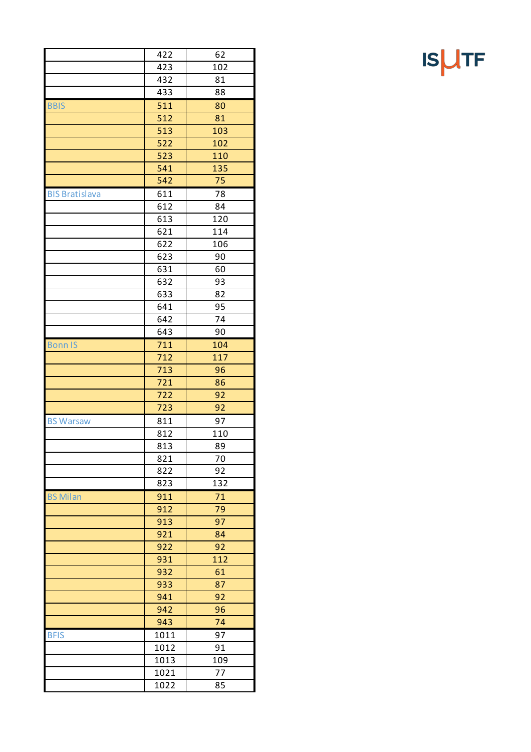| | | |
|---|---|---|
| | 422 | 62 |
| | 423 | 102 |
| | 432 | 81 |
| | 433 | 88 |
| BBIS | 511 | 80 |
| | 512 | 81 |
| | 513 | 103 |
| | 522 | 102 |
| | 523 | 110 |
| | 541 | 135 |
| | 542 | 75 |
| BIS Bratislava | 611 | 78 |
| | 612 | 84 |
| | 613 | 120 |
| | 621 | 114 |
| | 622 | 106 |
| | 623 | 90 |
| | 631 | 60 |
| | 632 | 93 |
| | 633 | 82 |
| | 641 | 95 |
| | 642 | 74 |
| | 643 | 90 |
| Bonn IS | 711 | 104 |
| | 712 | 117 |
| | 713 | 96 |
| | 721 | 86 |
| | 722 | 92 |
| | 723 | 92 |
| BS Warsaw | 811 | 97 |
| | 812 | 110 |
| | 813 | 89 |
| | 821 | 70 |
| | 822 | 92 |
| | 823 | 132 |
| BS Milan | 911 | 71 |
| | 912 | 79 |
| | 913 | 97 |
| | 921 | 84 |
| | 922 | 92 |
| | 931 | 112 |
| | 932 | 61 |
| | 933 | 87 |
| | 941 | 92 |
| | 942 | 96 |
| | 943 | 74 |
| BFIS | 1011 | 97 |
| | 1012 | 91 |
| | 1013 | 109 |
| | 1021 | 77 |
| | 1022 | 85 |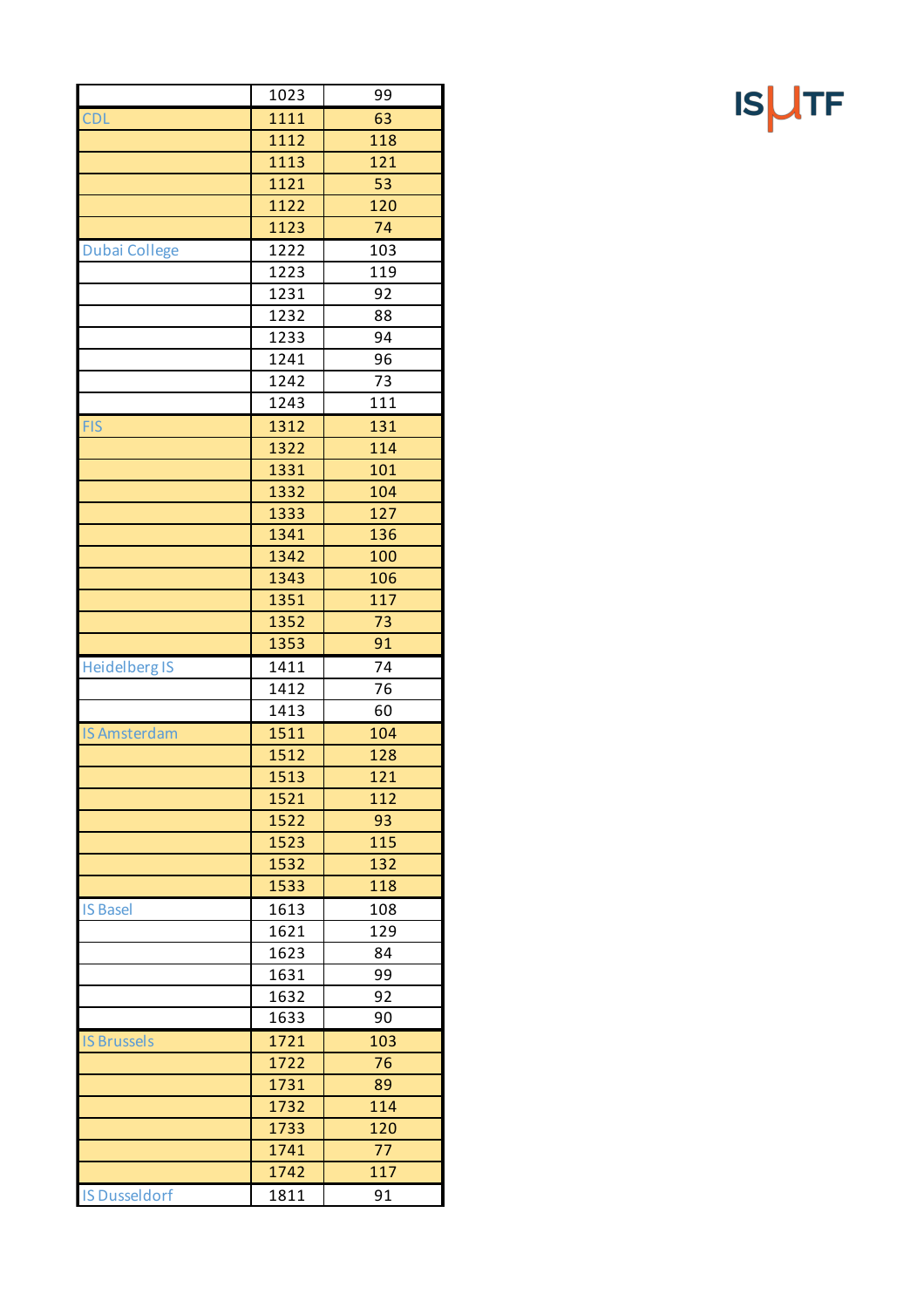| | | |
|---|---|---|
| | 1023 | 99 |
| CDL | 1111 | 63 |
| | 1112 | 118 |
| | 1113 | 121 |
| | 1121 | 53 |
| | 1122 | 120 |
| | 1123 | 74 |
| Dubai College | 1222 | 103 |
| | 1223 | 119 |
| | 1231 | 92 |
| | 1232 | 88 |
| | 1233 | 94 |
| | 1241 | 96 |
| | 1242 | 73 |
| | 1243 | 111 |
| FIS | 1312 | 131 |
| | 1322 | 114 |
| | 1331 | 101 |
| | 1332 | 104 |
| | 1333 | 127 |
| | 1341 | 136 |
| | 1342 | 100 |
| | 1343 | 106 |
| | 1351 | 117 |
| | 1352 | 73 |
| | 1353 | 91 |
| Heidelberg IS | 1411 | 74 |
| | 1412 | 76 |
| | 1413 | 60 |
| IS Amsterdam | 1511 | 104 |
| | 1512 | 128 |
| | 1513 | 121 |
| | 1521 | 112 |
| | 1522 | 93 |
| | 1523 | 115 |
| | 1532 | 132 |
| | 1533 | 118 |
| IS Basel | 1613 | 108 |
| | 1621 | 129 |
| | 1623 | 84 |
| | 1631 | 99 |
| | 1632 | 92 |
| | 1633 | 90 |
| IS Brussels | 1721 | 103 |
| | 1722 | 76 |
| | 1731 | 89 |
| | 1732 | 114 |
| | 1733 | 120 |
| | 1741 | 77 |
| | 1742 | 117 |
| IS Dusseldorf | 1811 | 91 |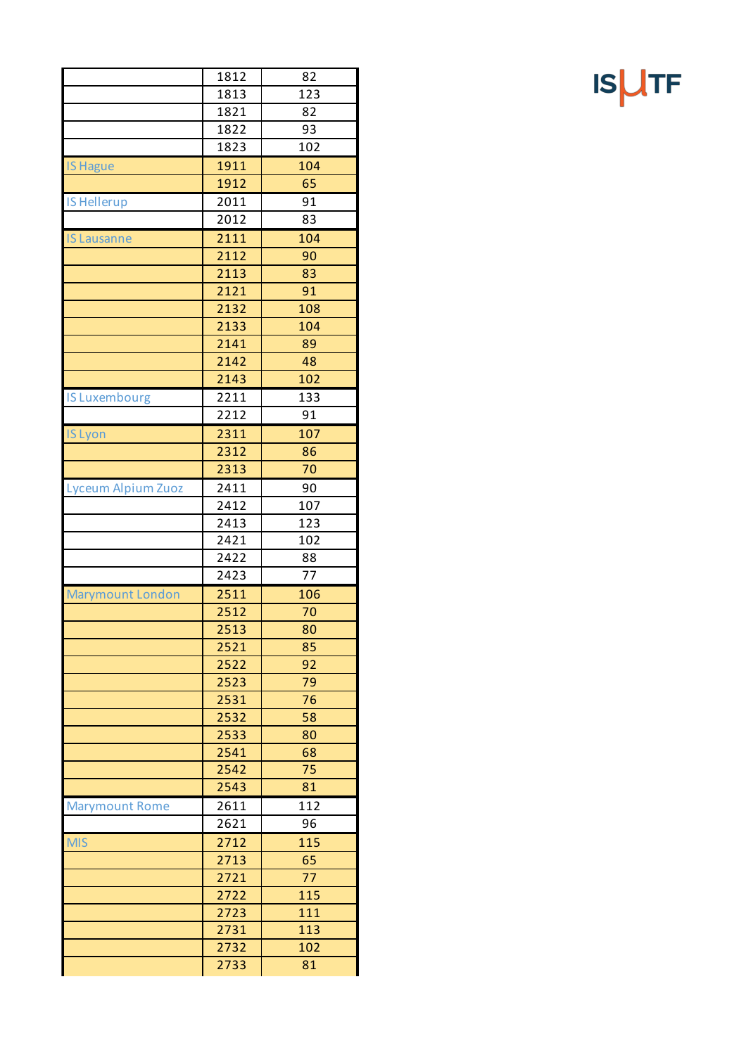ISUTF

| | | |
|---|---|---|
| | 1812 | 82 |
| | 1813 | 123 |
| | 1821 | 82 |
| | 1822 | 93 |
| | 1823 | 102 |
| IS Hague | 1911 | 104 |
| | 1912 | 65 |
| IS Hellerup | 2011 | 91 |
| | 2012 | 83 |
| IS Lausanne | 2111 | 104 |
| | 2112 | 90 |
| | 2113 | 83 |
| | 2121 | 91 |
| | 2132 | 108 |
| | 2133 | 104 |
| | 2141 | 89 |
| | 2142 | 48 |
| | 2143 | 102 |
| IS Luxembourg | 2211 | 133 |
| | 2212 | 91 |
| IS Lyon | 2311 | 107 |
| | 2312 | 86 |
| | 2313 | 70 |
| Lyceum Alpium Zuoz | 2411 | 90 |
| | 2412 | 107 |
| | 2413 | 123 |
| | 2421 | 102 |
| | 2422 | 88 |
| | 2423 | 77 |
| Marymount London | 2511 | 106 |
| | 2512 | 70 |
| | 2513 | 80 |
| | 2521 | 85 |
| | 2522 | 92 |
| | 2523 | 79 |
| | 2531 | 76 |
| | 2532 | 58 |
| | 2533 | 80 |
| | 2541 | 68 |
| | 2542 | 75 |
| | 2543 | 81 |
| Marymount Rome | 2611 | 112 |
| | 2621 | 96 |
| MIS | 2712 | 115 |
| | 2713 | 65 |
| | 2721 | 77 |
| | 2722 | 115 |
| | 2723 | 111 |
| | 2731 | 113 |
| | 2732 | 102 |
| | 2733 | 81 |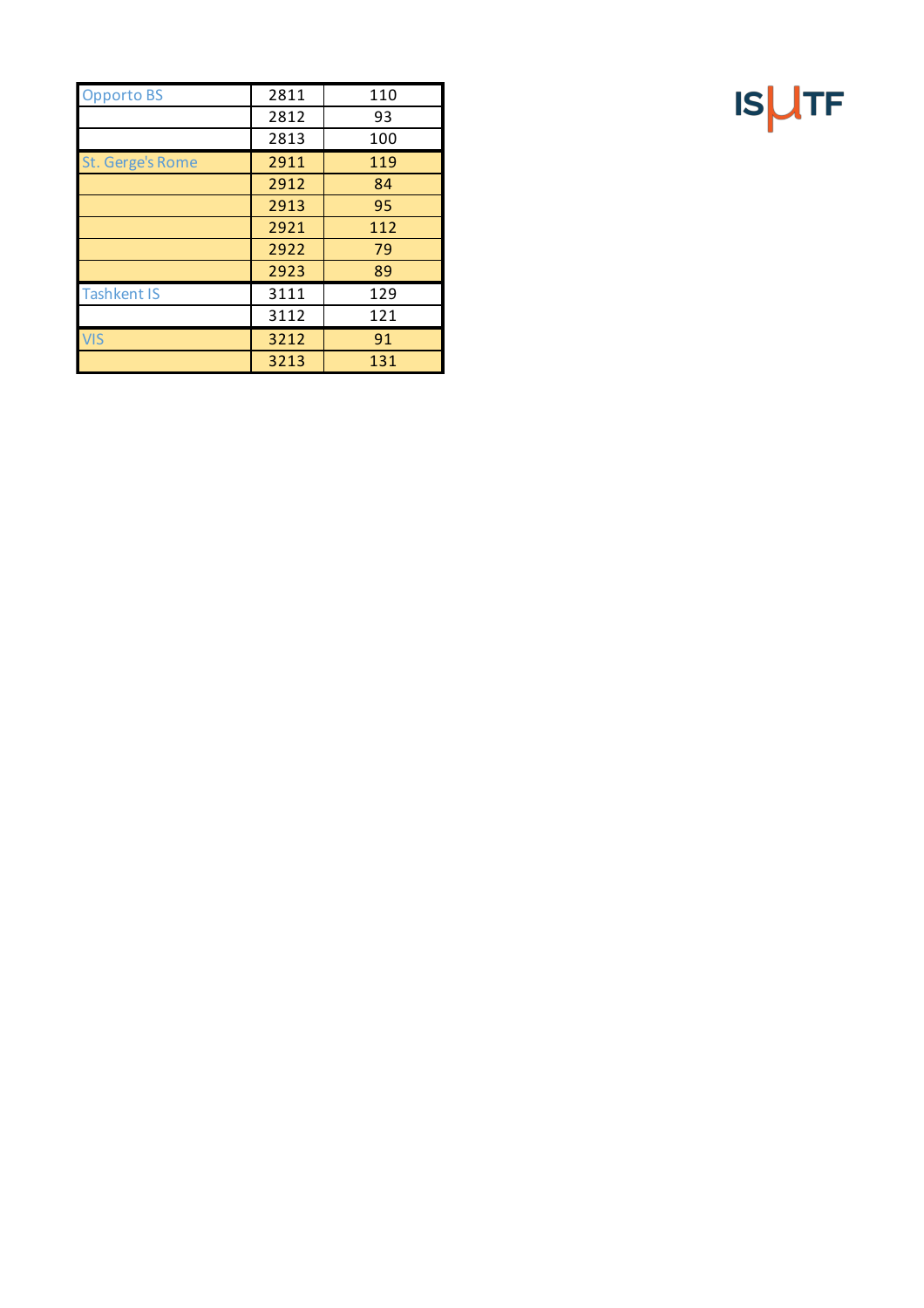ISUTF

| | | |
|---|---|---|
| Opporto BS | 2811 | 110 |
| | 2812 | 93 |
| | 2813 | 100 |
| St. Gerge's Rome | 2911 | 119 |
| | 2912 | 84 |
| | 2913 | 95 |
| | 2921 | 112 |
| | 2922 | 79 |
| | 2923 | 89 |
| Tashkent IS | 3111 | 129 |
| | 3112 | 121 |
| VIS | 3212 | 91 |
| | 3213 | 131 |